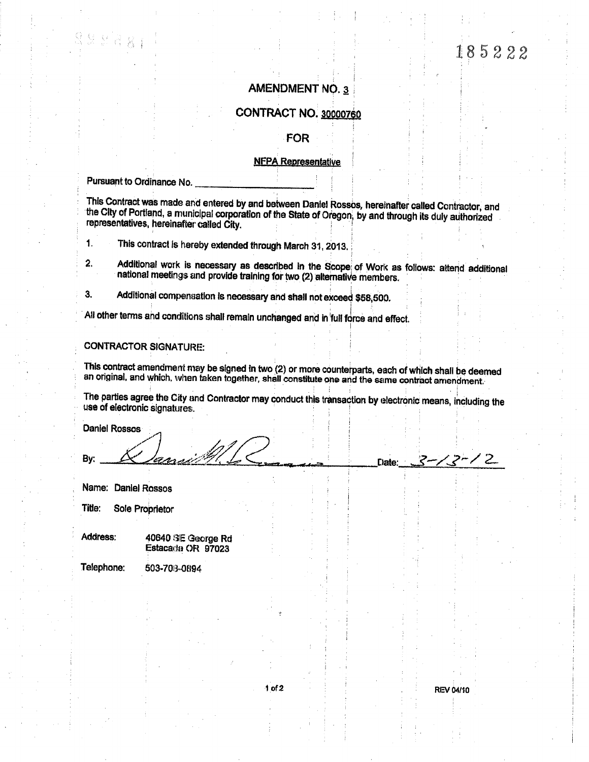185222

# AMENDMENT NO. 3

## CONTRACT NO. 30000760

## FOR

### NFPA Representative

Pursuant to Ordinance No. ____________________

This Contract was made and entered by and between Daniel Rossos, hereinafter called Contractor, and the City of Portland, a municipal corporation of the State of Oregon, by and through its duly authorized representatives, hereinafter called City.

1. This contract is hereby extended through March 31, 2013.
2. Additional work is necessary as described in the Scope of Work as follows: attend additional national meetings and provide training for two (2) alternative members.
3. Additional compensation is necessary and shall not exceed $58,500.

All other terms and conditions shall remain unchanged and in full force and effect.

CONTRACTOR SIGNATURE:

This contract amendment may be signed in two (2) or more counterparts, each of which shall be deemed an original, and which, when taken together, shall constitute one and the same contract amendment.

The parties agree the City and Contractor may conduct this transaction by electronic means, including the use of electronic signatures.

Daniel Rossos

By: ______________________________ Date: 3-13-12

Name: Daniel Rossos

Title: Sole Proprietor

Address: 40640 SE George Rd
Estacada OR 97023

Telephone: 503-708-0894

REV 04/10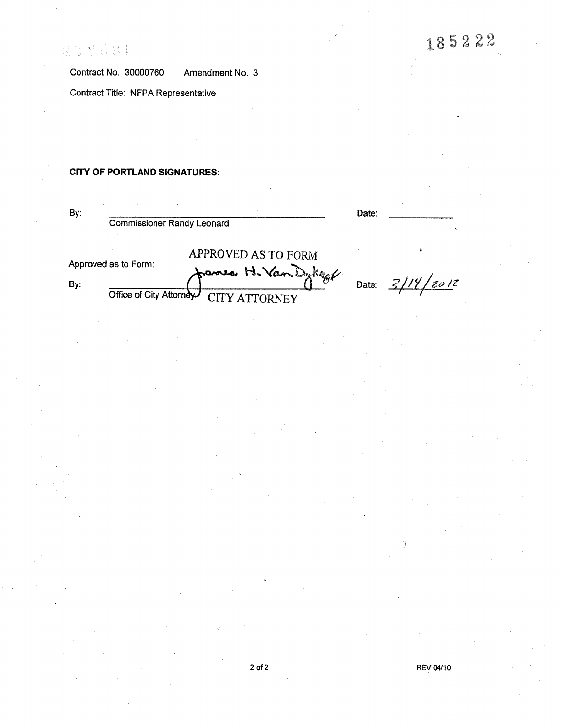185222

Contract No. 30000760 Amendment No. 3

Contract Title: NFPA Representative

**CITY OF PORTLAND SIGNATURES:**

By: ______________________________ Date: ____________
Commissioner Randy Leonard

Approved as to Form:

APPROVED AS TO FORM

By: James H. Van Dyke Date: 3/14/2012
Office of City Attorney CITY ATTORNEY

REV 04/10